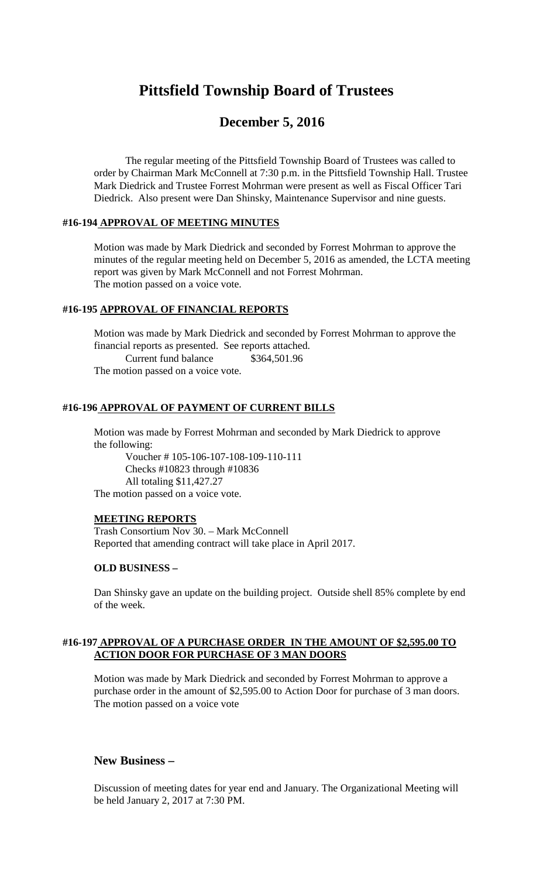# Pittsfield Township Board of Trustees

## December 5, 2016

The regular meeting of the Pittsfield Township Board of Trustees was called to order by Chairman Mark McConnell at 7:30 p.m. in the Pittsfield Township Hall. Trustee Mark Diedrick and Trustee Forrest Mohrman were present as well as Fiscal Officer Tari Diedrick. Also present were Dan Shinsky, Maintenance Supervisor and nine guests.

### #16-194 APPROVAL OF MEETING MINUTES

Motion was made by Mark Diedrick and seconded by Forrest Mohrman to approve the minutes of the regular meeting held on December 5, 2016 as amended, the LCTA meeting report was given by Mark McConnell and not Forrest Mohrman.
The motion passed on a voice vote.

### #16-195 APPROVAL OF FINANCIAL REPORTS

Motion was made by Mark Diedrick and seconded by Forrest Mohrman to approve the financial reports as presented. See reports attached.

Current fund balance $364,501.96

The motion passed on a voice vote.

### #16-196 APPROVAL OF PAYMENT OF CURRENT BILLS

Motion was made by Forrest Mohrman and seconded by Mark Diedrick to approve the following:

Voucher # 105-106-107-108-109-110-111
Checks #10823 through #10836
All totaling $11,427.27

The motion passed on a voice vote.

### MEETING REPORTS

Trash Consortium Nov 30. – Mark McConnell
Reported that amending contract will take place in April 2017.

### OLD BUSINESS –

Dan Shinsky gave an update on the building project. Outside shell 85% complete by end of the week.

### #16-197 APPROVAL OF A PURCHASE ORDER IN THE AMOUNT OF $2,595.00 TO ACTION DOOR FOR PURCHASE OF 3 MAN DOORS

Motion was made by Mark Diedrick and seconded by Forrest Mohrman to approve a purchase order in the amount of $2,595.00 to Action Door for purchase of 3 man doors.
The motion passed on a voice vote

## New Business –

Discussion of meeting dates for year end and January. The Organizational Meeting will be held January 2, 2017 at 7:30 PM.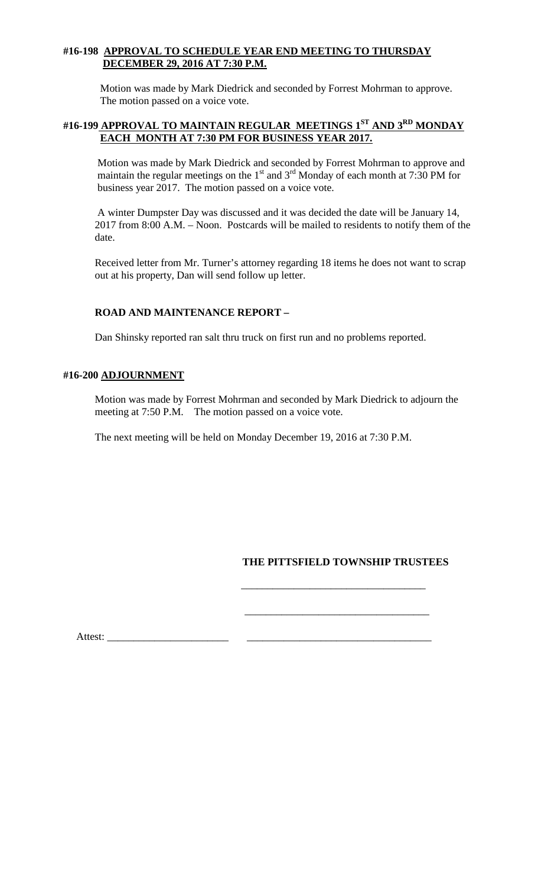**#16-198 <u>APPROVAL TO SCHEDULE YEAR END MEETING TO THURSDAY DECEMBER 29, 2016 AT 7:30 P.M.</u>**

Motion was made by Mark Diedrick and seconded by Forrest Mohrman to approve. The motion passed on a voice vote.

**#16-199 <u>APPROVAL TO MAINTAIN REGULAR MEETINGS 1ST AND 3RD MONDAY EACH MONTH AT 7:30 PM FOR BUSINESS YEAR 2017.</u>**

Motion was made by Mark Diedrick and seconded by Forrest Mohrman to approve and maintain the regular meetings on the 1st and 3rd Monday of each month at 7:30 PM for business year 2017. The motion passed on a voice vote.

A winter Dumpster Day was discussed and it was decided the date will be January 14, 2017 from 8:00 A.M. – Noon. Postcards will be mailed to residents to notify them of the date.

Received letter from Mr. Turner's attorney regarding 18 items he does not want to scrap out at his property, Dan will send follow up letter.

**ROAD AND MAINTENANCE REPORT –**

Dan Shinsky reported ran salt thru truck on first run and no problems reported.

**#16-200 <u>ADJOURNMENT</u>**

Motion was made by Forrest Mohrman and seconded by Mark Diedrick to adjourn the meeting at 7:50 P.M. The motion passed on a voice vote.

The next meeting will be held on Monday December 19, 2016 at 7:30 P.M.

**THE PITTSFIELD TOWNSHIP TRUSTEES**

\_\_\_\_\_\_\_\_\_\_\_\_\_\_\_\_\_\_\_\_\_\_\_\_\_\_\_\_\_\_\_\_\_\_\_

\_\_\_\_\_\_\_\_\_\_\_\_\_\_\_\_\_\_\_\_\_\_\_\_\_\_\_\_\_\_\_\_\_\_\_

Attest: \_\_\_\_\_\_\_\_\_\_\_\_\_\_\_\_\_\_\_\_\_\_\_ \_\_\_\_\_\_\_\_\_\_\_\_\_\_\_\_\_\_\_\_\_\_\_\_\_\_\_\_\_\_\_\_\_\_\_